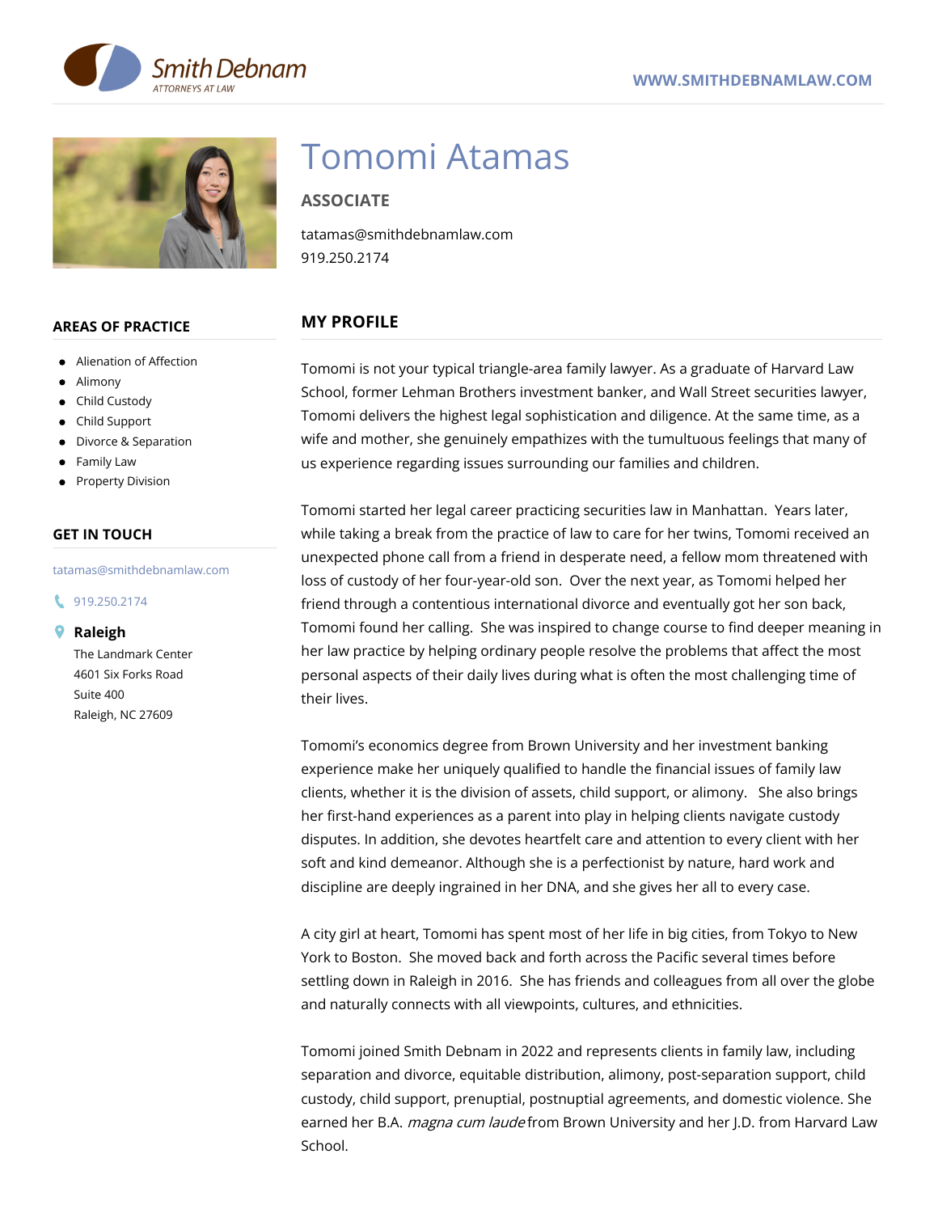Smith Debnam
ATTORNEYS AT LAW

WWW.SMITHDEBNAMLAW.COM

# Tomomi Atamas

**ASSOCIATE**

tatamas@smithdebnamlaw.com
919.250.2174

## AREAS OF PRACTICE

- Alienation of Affection
- Alimony
- Child Custody
- Child Support
- Divorce & Separation
- Family Law
- Property Division

## GET IN TOUCH

tatamas@smithdebnamlaw.com

919.250.2174

**Raleigh**
The Landmark Center
4601 Six Forks Road
Suite 400
Raleigh, NC 27609

## MY PROFILE

Tomomi is not your typical triangle-area family lawyer. As a graduate of Harvard Law School, former Lehman Brothers investment banker, and Wall Street securities lawyer, Tomomi delivers the highest legal sophistication and diligence. At the same time, as a wife and mother, she genuinely empathizes with the tumultuous feelings that many of us experience regarding issues surrounding our families and children.

Tomomi started her legal career practicing securities law in Manhattan. Years later, while taking a break from the practice of law to care for her twins, Tomomi received an unexpected phone call from a friend in desperate need, a fellow mom threatened with loss of custody of her four-year-old son. Over the next year, as Tomomi helped her friend through a contentious international divorce and eventually got her son back, Tomomi found her calling. She was inspired to change course to find deeper meaning in her law practice by helping ordinary people resolve the problems that affect the most personal aspects of their daily lives during what is often the most challenging time of their lives.

Tomomi's economics degree from Brown University and her investment banking experience make her uniquely qualified to handle the financial issues of family law clients, whether it is the division of assets, child support, or alimony. She also brings her first-hand experiences as a parent into play in helping clients navigate custody disputes. In addition, she devotes heartfelt care and attention to every client with her soft and kind demeanor. Although she is a perfectionist by nature, hard work and discipline are deeply ingrained in her DNA, and she gives her all to every case.

A city girl at heart, Tomomi has spent most of her life in big cities, from Tokyo to New York to Boston. She moved back and forth across the Pacific several times before settling down in Raleigh in 2016. She has friends and colleagues from all over the globe and naturally connects with all viewpoints, cultures, and ethnicities.

Tomomi joined Smith Debnam in 2022 and represents clients in family law, including separation and divorce, equitable distribution, alimony, post-separation support, child custody, child support, prenuptial, postnuptial agreements, and domestic violence. She earned her B.A. *magna cum laude* from Brown University and her J.D. from Harvard Law School.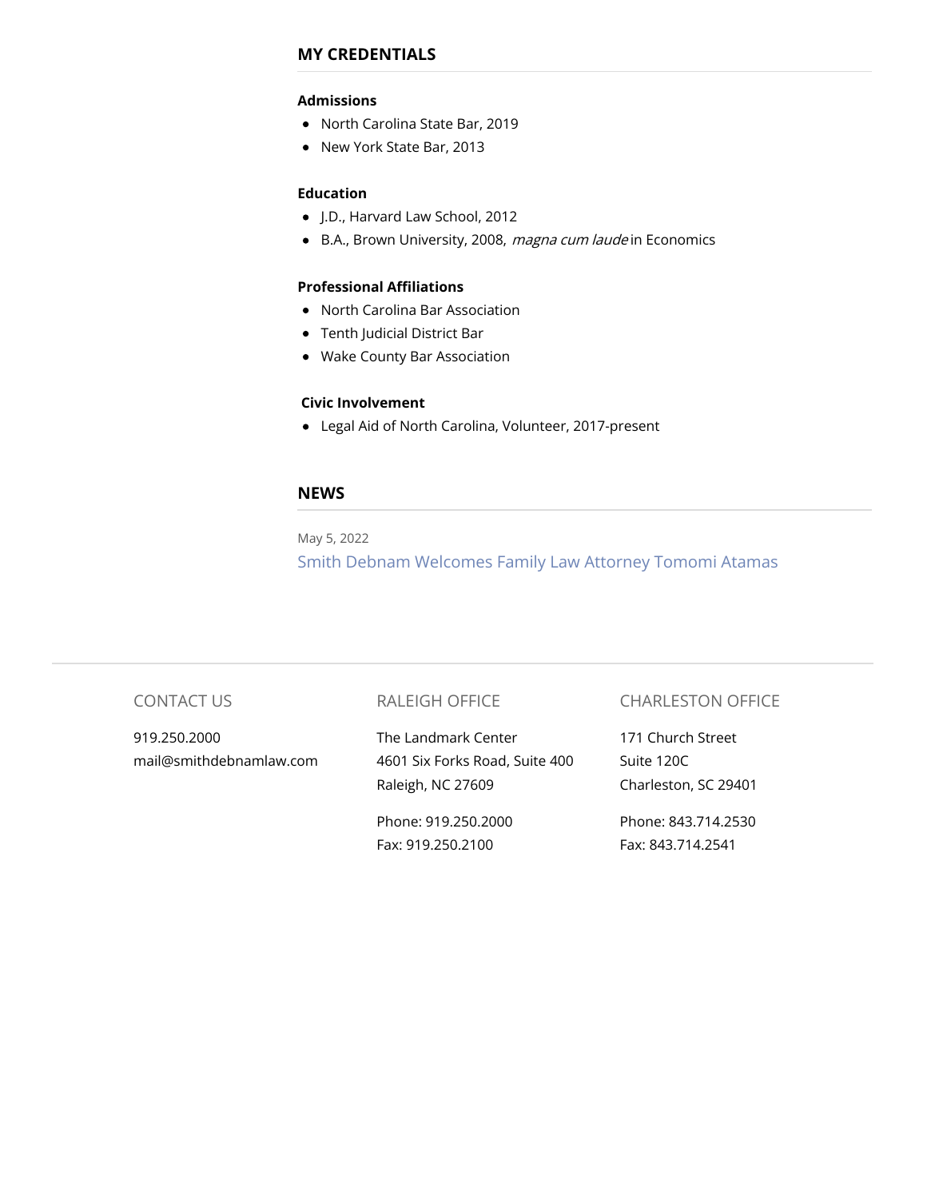## MY CREDENTIALS

### Admissions

- North Carolina State Bar, 2019
- New York State Bar, 2013

### Education

- J.D., Harvard Law School, 2012
- B.A., Brown University, 2008, *magna cum laude* in Economics

### Professional Affiliations

- North Carolina Bar Association
- Tenth Judicial District Bar
- Wake County Bar Association

### Civic Involvement

- Legal Aid of North Carolina, Volunteer, 2017-present

## NEWS

May 5, 2022

Smith Debnam Welcomes Family Law Attorney Tomomi Atamas

---

CONTACT US

919.250.2000
mail@smithdebnamlaw.com

RALEIGH OFFICE

The Landmark Center
4601 Six Forks Road, Suite 400
Raleigh, NC 27609

Phone: 919.250.2000
Fax: 919.250.2100

CHARLESTON OFFICE

171 Church Street
Suite 120C
Charleston, SC 29401

Phone: 843.714.2530
Fax: 843.714.2541